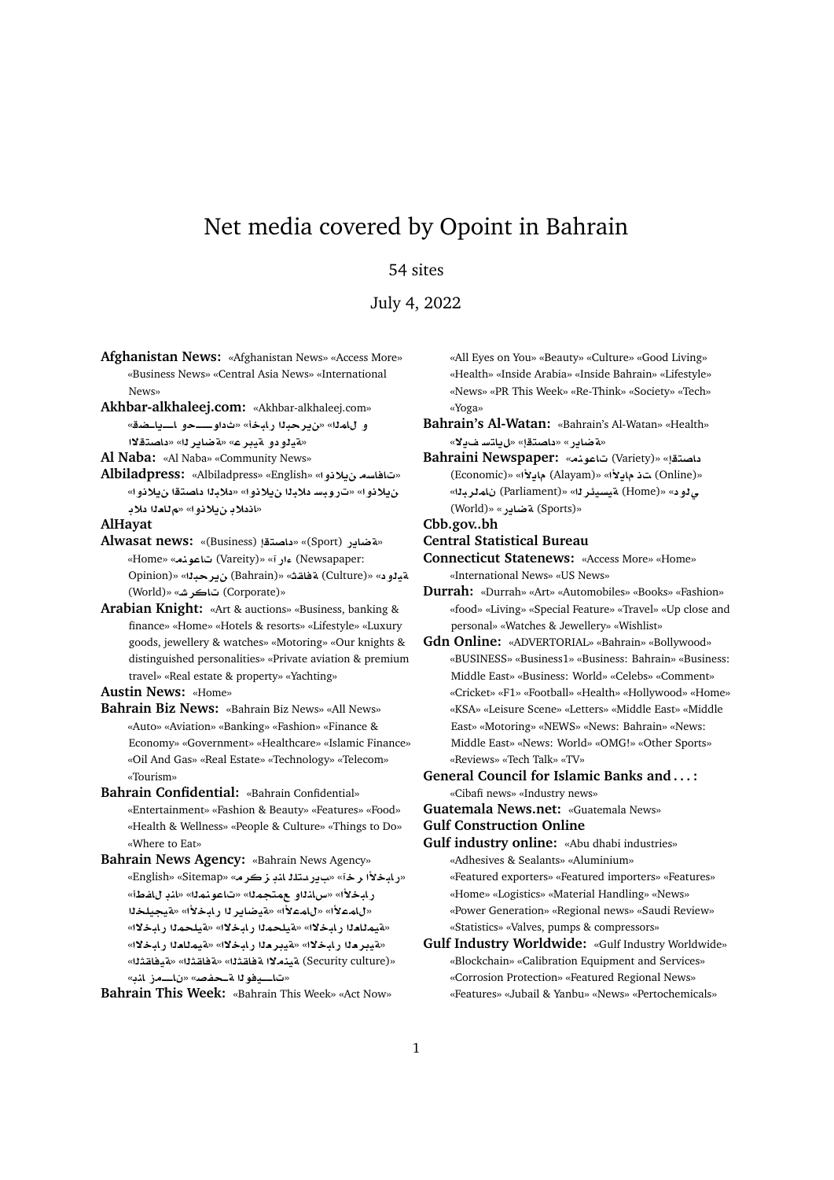# Net media covered by Opoint in Bahrain

54 sites

July 4, 2022

**Afghanistan News:** «Afghanistan News» «Access More» «Business News» «Central Asia News» «International News»

**Akhbar-alkhaleej.com:** «Akhbar-alkhaleej.com» «قضايا وحوادث» «أخبار البحرين» «المال و الاقتصاد» «الرياضة» «عربية ودولية»

**Al Naba:** «Al Naba» «Community News»

**Albiladpress:** «Albiladpress» «English» «اونلاين مسافات» «اونلاين البلاد سبورت» «اونلاين اقتصاد البلاد» «بلاد العالم» «اونلاين بلادنا»

**AlHayat**

**Alwasat news:** «(Business) اقتصاد» «(Sport) رياضة» «Home» «(Variety) منوعات» «(Newsapaper: Opinion) آراء» «(Bahrain) البحرين» «(Culture) ثقافة» «(World) دولية» «(Corporate) شركات»

**Arabian Knight:** «Art & auctions» «Business, banking & finance» «Home» «Hotels & resorts» «Lifestyle» «Luxury goods, jewellery & watches» «Motoring» «Our knights & distinguished personalities» «Private aviation & premium travel» «Real estate & property» «Yachting»

**Austin News:** «Home»

**Bahrain Biz News:** «Bahrain Biz News» «All News» «Auto» «Aviation» «Banking» «Fashion» «Finance & Economy» «Government» «Healthcare» «Islamic Finance» «Oil And Gas» «Real Estate» «Technology» «Telecom» «Tourism»

**Bahrain Confidential:** «Bahrain Confidential» «Entertainment» «Fashion & Beauty» «Features» «Food» «Health & Wellness» «People & Culture» «Things to Do» «Where to Eat»

**Bahrain News Agency:** «Bahrain News Agency» «English» «Sitemap» «مركز بنا للتدريب» «آخر الأخبار» «أطفال بنا» «المنوعات» «المجتمع والناس» «الأخبار» «الأخبار الخليجية» «الأخبار الرياضية» «الأعمال» «الاخبار العالمية» «الاخبار المحلية» «الاخبار المحلية» «الاخبار العربية» «الاخبار العالمية» «الاخبار العربية» «الثقافية» «الثقافة» «الثقافة الأمنية (Security culture)» «بنا زمان» «صفحة الوفيات»

**Bahrain This Week:** «Bahrain This Week» «Act Now» «All Eyes on You» «Beauty» «Culture» «Good Living» «Health» «Inside Arabia» «Inside Bahrain» «Lifestyle» «News» «PR This Week» «Re-Think» «Society» «Tech» «Yoga»

**Bahrain's Al-Watan:** «Bahrain's Al-Watan» «Health» «لايف ستايل» «اقتصاد» «رياضة»

**Bahraini Newspaper:** «منوعات (Variety)» «اقتصاد (Economic)» «الأيام (Alayam)» «الأيام نت (Online)» «البرلمان (Parliament)» «الرئيسية (Home)» «دولي (World)» «رياضة (Sports)»

**Cbb.gov..bh**

**Central Statistical Bureau**

**Connecticut Statenews:** «Access More» «Home» «International News» «US News»

**Durrah:** «Durrah» «Art» «Automobiles» «Books» «Fashion» «food» «Living» «Special Feature» «Travel» «Up close and personal» «Watches & Jewellery» «Wishlist»

**Gdn Online:** «ADVERTORIAL» «Bahrain» «Bollywood» «BUSINESS» «Business1» «Business: Bahrain» «Business: Middle East» «Business: World» «Celebs» «Comment» «Cricket» «F1» «Football» «Health» «Hollywood» «Home» «KSA» «Leisure Scene» «Letters» «Middle East» «Middle East» «Motoring» «NEWS» «News: Bahrain» «News: Middle East» «News: World» «OMG!» «Other Sports» «Reviews» «Tech Talk» «TV»

**General Council for Islamic Banks and . . . :** «Cibafi news» «Industry news»

**Guatemala News.net:** «Guatemala News»

**Gulf Construction Online**

**Gulf industry online:** «Abu dhabi industries» «Adhesives & Sealants» «Aluminium» «Featured exporters» «Featured importers» «Features» «Home» «Logistics» «Material Handling» «News» «Power Generation» «Regional news» «Saudi Review» «Statistics» «Valves, pumps & compressors»

**Gulf Industry Worldwide:** «Gulf Industry Worldwide» «Blockchain» «Calibration Equipment and Services» «Corrosion Protection» «Featured Regional News» «Features» «Jubail & Yanbu» «News» «Pertochemicals»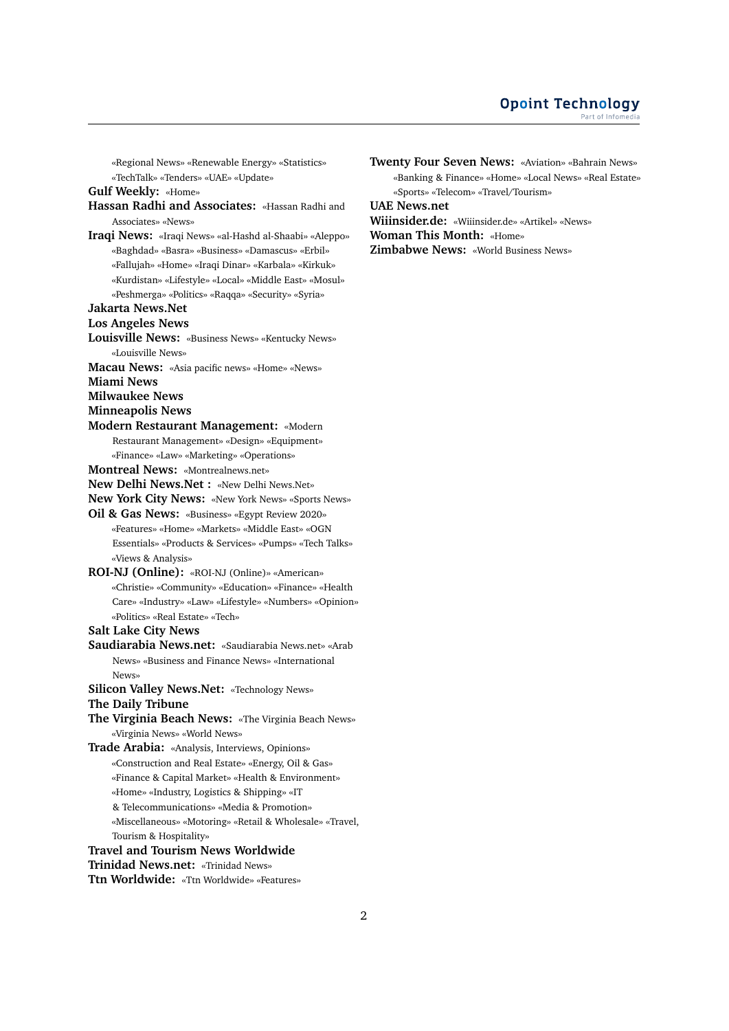«Regional News» «Renewable Energy» «Statistics» «TechTalk» «Tenders» «UAE» «Update»

**Gulf Weekly:** «Home»

**Hassan Radhi and Associates:** «Hassan Radhi and Associates» «News»

**Iraqi News:** «Iraqi News» «al-Hashd al-Shaabi» «Aleppo» «Baghdad» «Basra» «Business» «Damascus» «Erbil» «Fallujah» «Home» «Iraqi Dinar» «Karbala» «Kirkuk» «Kurdistan» «Lifestyle» «Local» «Middle East» «Mosul» «Peshmerga» «Politics» «Raqqa» «Security» «Syria»

**Jakarta News.Net**

**Los Angeles News**

**Louisville News:** «Business News» «Kentucky News» «Louisville News»

**Macau News:** «Asia pacific news» «Home» «News»

**Miami News**

**Milwaukee News**

**Minneapolis News**

**Modern Restaurant Management:** «Modern Restaurant Management» «Design» «Equipment» «Finance» «Law» «Marketing» «Operations»

**Montreal News:** «Montrealnews.net»

**New Delhi News.Net :** «New Delhi News.Net»

**New York City News:** «New York News» «Sports News»

**Oil & Gas News:** «Business» «Egypt Review 2020» «Features» «Home» «Markets» «Middle East» «OGN Essentials» «Products & Services» «Pumps» «Tech Talks» «Views & Analysis»

**ROI-NJ (Online):** «ROI-NJ (Online)» «American» «Christie» «Community» «Education» «Finance» «Health Care» «Industry» «Law» «Lifestyle» «Numbers» «Opinion» «Politics» «Real Estate» «Tech»

**Salt Lake City News**

**Saudiarabia News.net:** «Saudiarabia News.net» «Arab News» «Business and Finance News» «International News»

**Silicon Valley News.Net:** «Technology News»

**The Daily Tribune**

**The Virginia Beach News:** «The Virginia Beach News» «Virginia News» «World News»

**Trade Arabia:** «Analysis, Interviews, Opinions» «Construction and Real Estate» «Energy, Oil & Gas» «Finance & Capital Market» «Health & Environment» «Home» «Industry, Logistics & Shipping» «IT & Telecommunications» «Media & Promotion» «Miscellaneous» «Motoring» «Retail & Wholesale» «Travel, Tourism & Hospitality»

**Travel and Tourism News Worldwide**

**Trinidad News.net:** «Trinidad News»

**Ttn Worldwide:** «Ttn Worldwide» «Features»

**Twenty Four Seven News:** «Aviation» «Bahrain News» «Banking & Finance» «Home» «Local News» «Real Estate» «Sports» «Telecom» «Travel/Tourism»

**UAE News.net**

**Wiiinsider.de:** «Wiiinsider.de» «Artikel» «News»

**Woman This Month:** «Home»

**Zimbabwe News:** «World Business News»